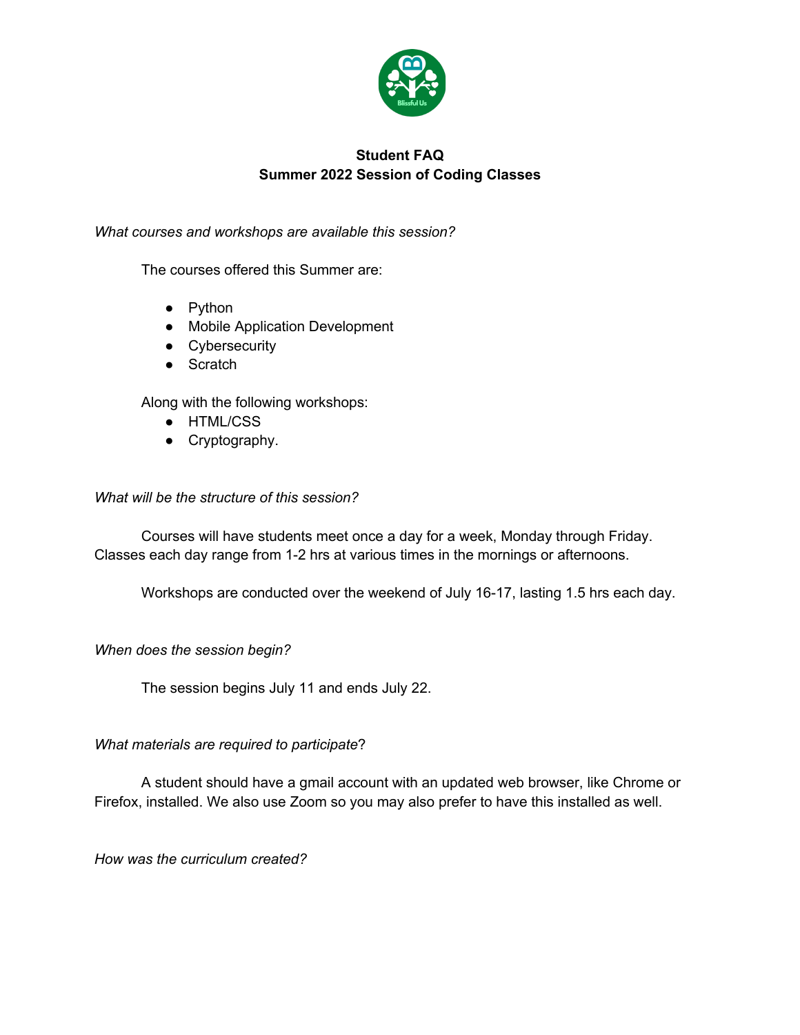**Student FAQ**
**Summer 2022 Session of Coding Classes**

*What courses and workshops are available this session?*

The courses offered this Summer are:

- Python
- Mobile Application Development
- Cybersecurity
- Scratch

Along with the following workshops:

- HTML/CSS
- Cryptography.

*What will be the structure of this session?*

Courses will have students meet once a day for a week, Monday through Friday. Classes each day range from 1-2 hrs at various times in the mornings or afternoons.

Workshops are conducted over the weekend of July 16-17, lasting 1.5 hrs each day.

*When does the session begin?*

The session begins July 11 and ends July 22.

*What materials are required to participate*?

A student should have a gmail account with an updated web browser, like Chrome or Firefox, installed. We also use Zoom so you may also prefer to have this installed as well.

*How was the curriculum created?*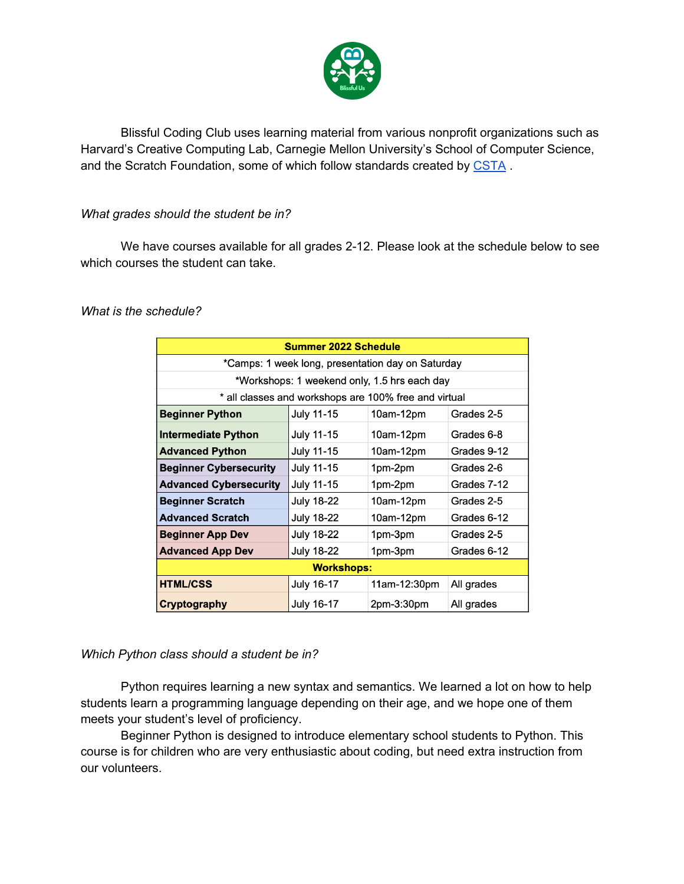Blissful Coding Club uses learning material from various nonprofit organizations such as Harvard's Creative Computing Lab, Carnegie Mellon University's School of Computer Science, and the Scratch Foundation, some of which follow standards created by [CSTA](#) .

*What grades should the student be in?*

We have courses available for all grades 2-12. Please look at the schedule below to see which courses the student can take.

*What is the schedule?*

| **Summer 2022 Schedule** | | | |
|---|---|---|---|
| *Camps: 1 week long, presentation day on Saturday | | | |
| *Workshops: 1 weekend only, 1.5 hrs each day | | | |
| * all classes and workshops are 100% free and virtual | | | |
| **Beginner Python** | July 11-15 | 10am-12pm | Grades 2-5 |
| **Intermediate Python** | July 11-15 | 10am-12pm | Grades 6-8 |
| **Advanced Python** | July 11-15 | 10am-12pm | Grades 9-12 |
| **Beginner Cybersecurity** | July 11-15 | 1pm-2pm | Grades 2-6 |
| **Advanced Cybersecurity** | July 11-15 | 1pm-2pm | Grades 7-12 |
| **Beginner Scratch** | July 18-22 | 10am-12pm | Grades 2-5 |
| **Advanced Scratch** | July 18-22 | 10am-12pm | Grades 6-12 |
| **Beginner App Dev** | July 18-22 | 1pm-3pm | Grades 2-5 |
| **Advanced App Dev** | July 18-22 | 1pm-3pm | Grades 6-12 |
| **Workshops:** | | | |
| **HTML/CSS** | July 16-17 | 11am-12:30pm | All grades |
| **Cryptography** | July 16-17 | 2pm-3:30pm | All grades |

*Which Python class should a student be in?*

Python requires learning a new syntax and semantics. We learned a lot on how to help students learn a programming language depending on their age, and we hope one of them meets your student's level of proficiency.

Beginner Python is designed to introduce elementary school students to Python. This course is for children who are very enthusiastic about coding, but need extra instruction from our volunteers.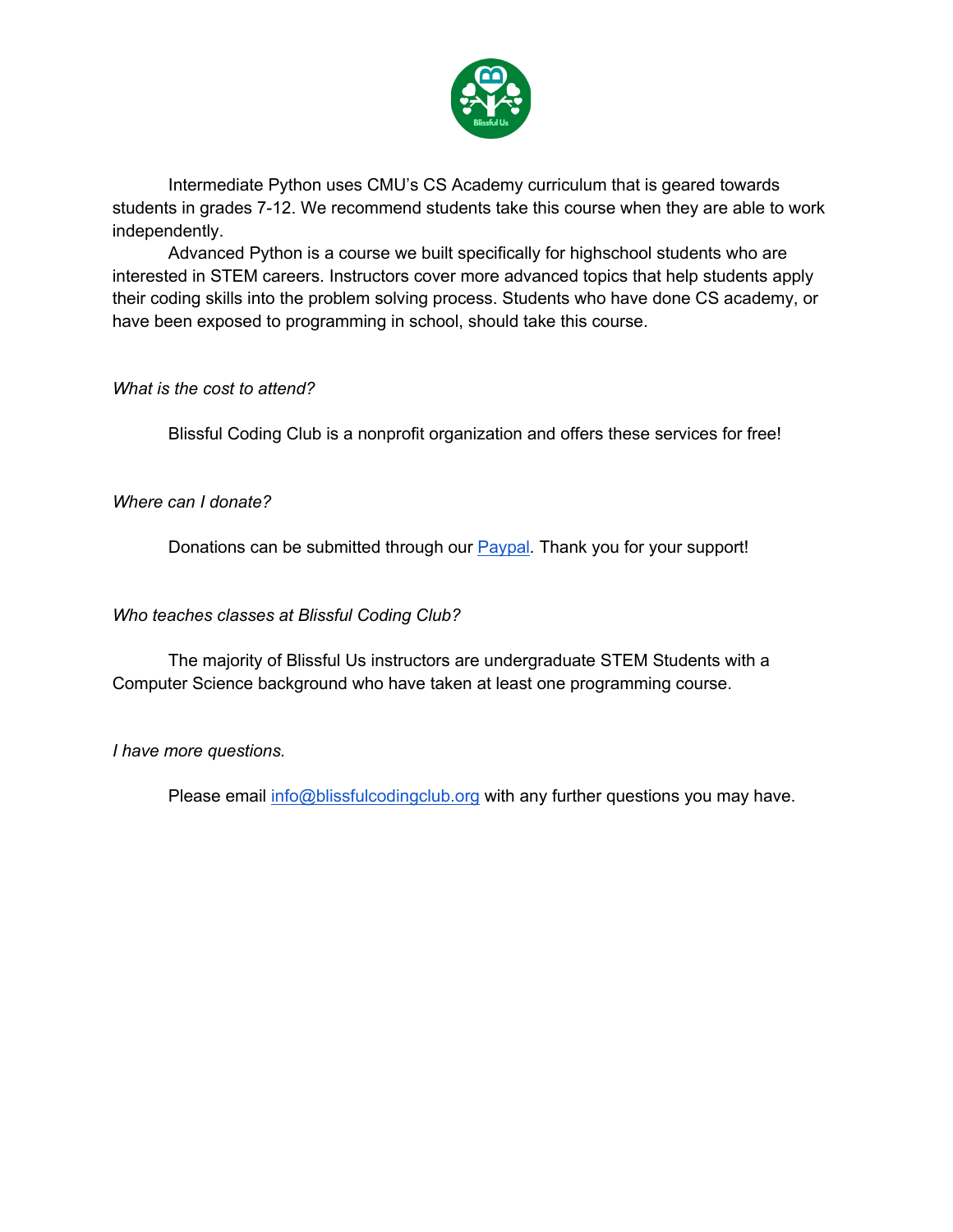Intermediate Python uses CMU's CS Academy curriculum that is geared towards students in grades 7-12. We recommend students take this course when they are able to work independently.

Advanced Python is a course we built specifically for highschool students who are interested in STEM careers. Instructors cover more advanced topics that help students apply their coding skills into the problem solving process. Students who have done CS academy, or have been exposed to programming in school, should take this course.

*What is the cost to attend?*

Blissful Coding Club is a nonprofit organization and offers these services for free!

*Where can I donate?*

Donations can be submitted through our [Paypal](). Thank you for your support!

*Who teaches classes at Blissful Coding Club?*

The majority of Blissful Us instructors are undergraduate STEM Students with a Computer Science background who have taken at least one programming course.

*I have more questions.*

Please email info@blissfulcodingclub.org with any further questions you may have.